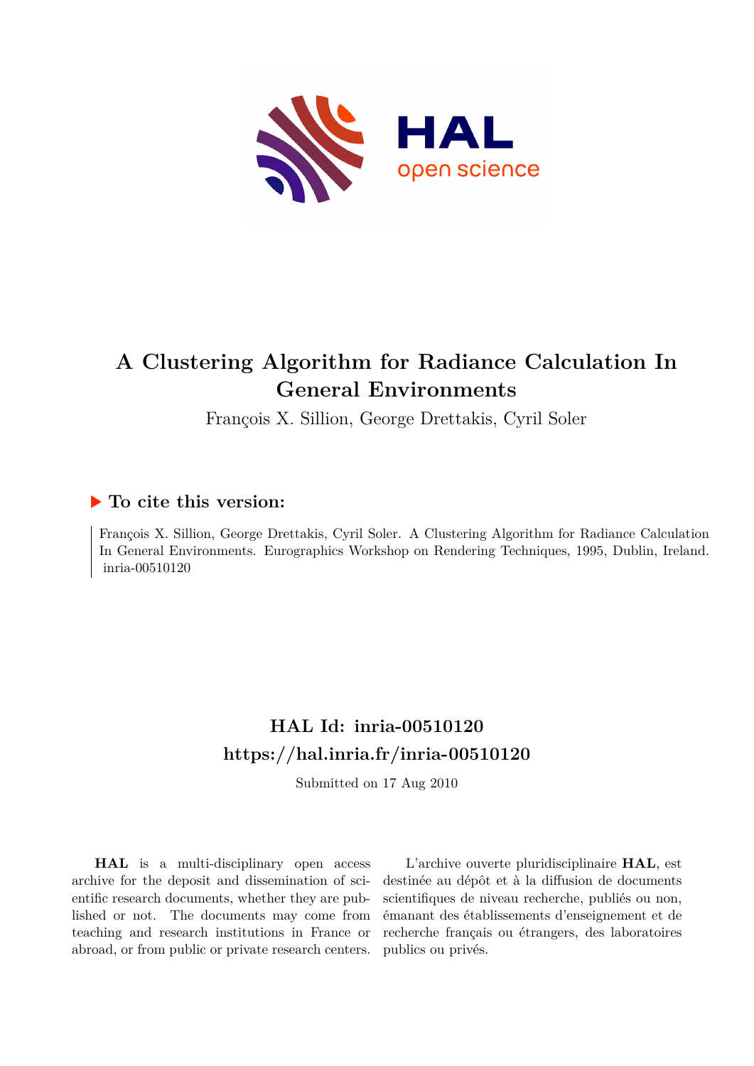# A Clustering Algorithm for Radiance Calculation In General Environments

François X. Sillion, George Drettakis, Cyril Soler

## ▶ To cite this version:

François X. Sillion, George Drettakis, Cyril Soler. A Clustering Algorithm for Radiance Calculation In General Environments. Eurographics Workshop on Rendering Techniques, 1995, Dublin, Ireland. inria-00510120

## HAL Id: inria-00510120
## https://hal.inria.fr/inria-00510120

Submitted on 17 Aug 2010

**HAL** is a multi-disciplinary open access archive for the deposit and dissemination of scientific research documents, whether they are published or not. The documents may come from teaching and research institutions in France or abroad, or from public or private research centers.

L'archive ouverte pluridisciplinaire **HAL**, est destinée au dépôt et à la diffusion de documents scientifiques de niveau recherche, publiés ou non, émanant des établissements d'enseignement et de recherche français ou étrangers, des laboratoires publics ou privés.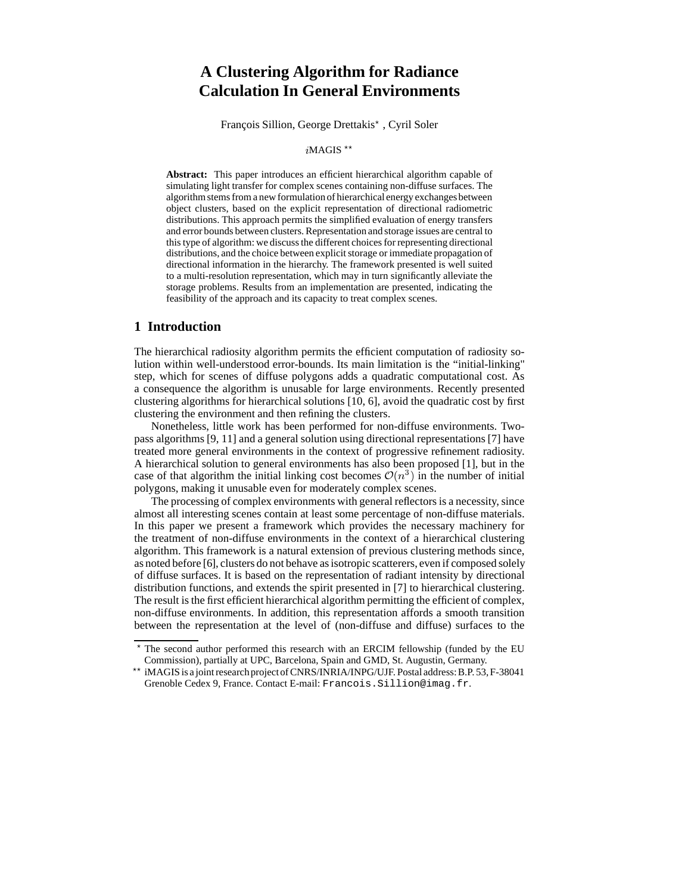# A Clustering Algorithm for Radiance Calculation In General Environments

François Sillion, George Drettakis*, Cyril Soler

*i*MAGIS **

**Abstract:** This paper introduces an efficient hierarchical algorithm capable of simulating light transfer for complex scenes containing non-diffuse surfaces. The algorithm stems from a new formulation of hierarchical energy exchanges between object clusters, based on the explicit representation of directional radiometric distributions. This approach permits the simplified evaluation of energy transfers and error bounds between clusters. Representation and storage issues are central to this type of algorithm: we discuss the different choices for representing directional distributions, and the choice between explicit storage or immediate propagation of directional information in the hierarchy. The framework presented is well suited to a multi-resolution representation, which may in turn significantly alleviate the storage problems. Results from an implementation are presented, indicating the feasibility of the approach and its capacity to treat complex scenes.

## 1 Introduction

The hierarchical radiosity algorithm permits the efficient computation of radiosity solution within well-understood error-bounds. Its main limitation is the "initial-linking" step, which for scenes of diffuse polygons adds a quadratic computational cost. As a consequence the algorithm is unusable for large environments. Recently presented clustering algorithms for hierarchical solutions [10, 6], avoid the quadratic cost by first clustering the environment and then refining the clusters.

Nonetheless, little work has been performed for non-diffuse environments. Two-pass algorithms [9, 11] and a general solution using directional representations [7] have treated more general environments in the context of progressive refinement radiosity. A hierarchical solution to general environments has also been proposed [1], but in the case of that algorithm the initial linking cost becomes $\mathcal{O}(n^3)$ in the number of initial polygons, making it unusable even for moderately complex scenes.

The processing of complex environments with general reflectors is a necessity, since almost all interesting scenes contain at least some percentage of non-diffuse materials. In this paper we present a framework which provides the necessary machinery for the treatment of non-diffuse environments in the context of a hierarchical clustering algorithm. This framework is a natural extension of previous clustering methods since, as noted before [6], clusters do not behave as isotropic scatterers, even if composed solely of diffuse surfaces. It is based on the representation of radiant intensity by directional distribution functions, and extends the spirit presented in [7] to hierarchical clustering. The result is the first efficient hierarchical algorithm permitting the efficient of complex, non-diffuse environments. In addition, this representation affords a smooth transition between the representation at the level of (non-diffuse and diffuse) surfaces to the

---

* The second author performed this research with an ERCIM fellowship (funded by the EU Commission), partially at UPC, Barcelona, Spain and GMD, St. Augustin, Germany.

** iMAGIS is a joint research project of CNRS/INRIA/INPG/UJF. Postal address: B.P. 53, F-38041 Grenoble Cedex 9, France. Contact E-mail: `Francois.Sillion@imag.fr`.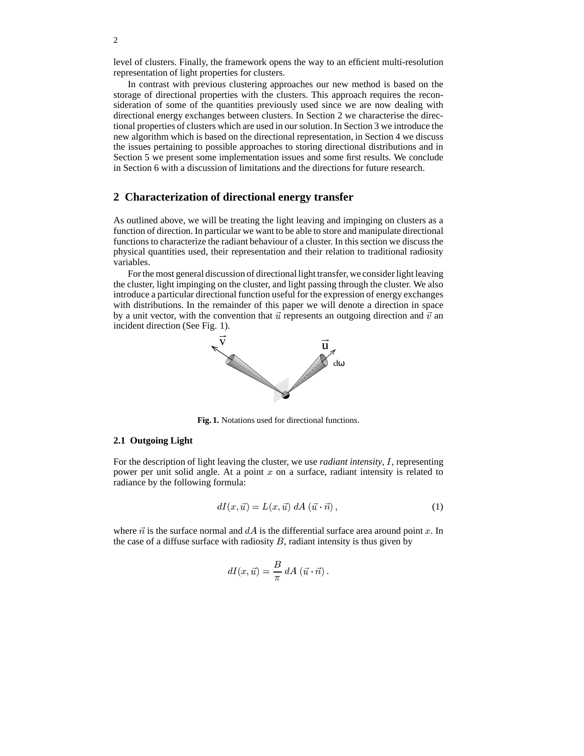level of clusters. Finally, the framework opens the way to an efficient multi-resolution representation of light properties for clusters.

In contrast with previous clustering approaches our new method is based on the storage of directional properties with the clusters. This approach requires the reconsideration of some of the quantities previously used since we are now dealing with directional energy exchanges between clusters. In Section 2 we characterise the directional properties of clusters which are used in our solution. In Section 3 we introduce the new algorithm which is based on the directional representation, in Section 4 we discuss the issues pertaining to possible approaches to storing directional distributions and in Section 5 we present some implementation issues and some first results. We conclude in Section 6 with a discussion of limitations and the directions for future research.

## 2 Characterization of directional energy transfer

As outlined above, we will be treating the light leaving and impinging on clusters as a function of direction. In particular we want to be able to store and manipulate directional functions to characterize the radiant behaviour of a cluster. In this section we discuss the physical quantities used, their representation and their relation to traditional radiosity variables.

For the most general discussion of directional light transfer, we consider light leaving the cluster, light impinging on the cluster, and light passing through the cluster. We also introduce a particular directional function useful for the expression of energy exchanges with distributions. In the remainder of this paper we will denote a direction in space by a unit vector, with the convention that $\vec{u}$ represents an outgoing direction and $\vec{v}$ an incident direction (See Fig. 1).

**Fig. 1.** Notations used for directional functions.

### 2.1 Outgoing Light

For the description of light leaving the cluster, we use *radiant intensity*, $I$, representing power per unit solid angle. At a point $x$ on a surface, radiant intensity is related to radiance by the following formula:

$$dI(x, \vec{u}) = L(x, \vec{u})\; dA\; (\vec{u} \cdot \vec{n}), \tag{1}$$

where $\vec{n}$ is the surface normal and $dA$ is the differential surface area around point $x$. In the case of a diffuse surface with radiosity $B$, radiant intensity is thus given by

$$dI(x, \vec{u}) = \frac{B}{\pi}\, dA\; (\vec{u} \cdot \vec{n}).$$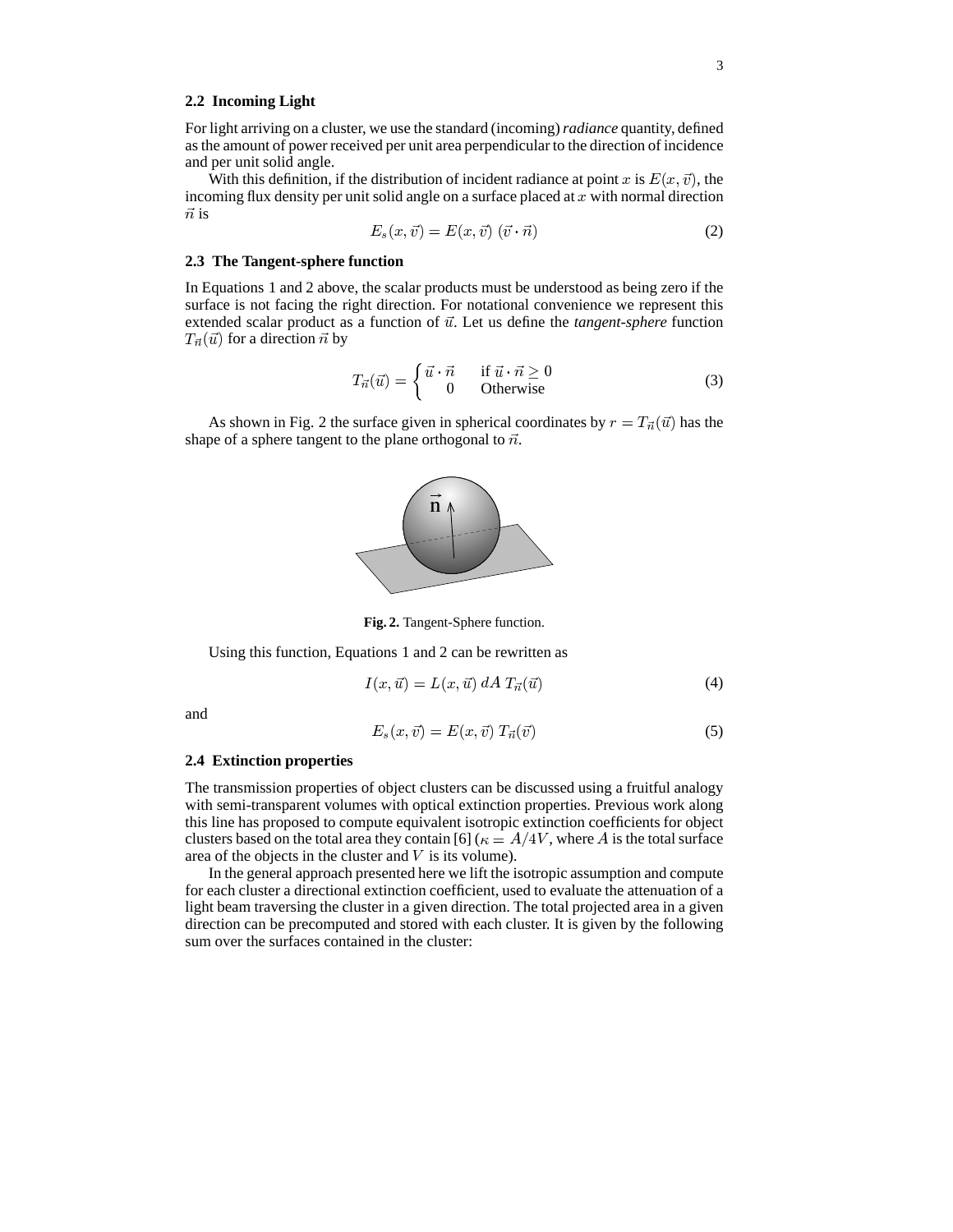### 2.2 Incoming Light

For light arriving on a cluster, we use the standard (incoming) *radiance* quantity, defined as the amount of power received per unit area perpendicular to the direction of incidence and per unit solid angle.

With this definition, if the distribution of incident radiance at point $x$ is $E(x, \vec{v})$, the incoming flux density per unit solid angle on a surface placed at $x$ with normal direction $\vec{n}$ is

$$E_s(x, \vec{v}) = E(x, \vec{v}) \; (\vec{v} \cdot \vec{n}) \tag{2}$$

### 2.3 The Tangent-sphere function

In Equations 1 and 2 above, the scalar products must be understood as being zero if the surface is not facing the right direction. For notational convenience we represent this extended scalar product as a function of $\vec{u}$. Let us define the *tangent-sphere* function $T_{\vec{n}}(\vec{u})$ for a direction $\vec{n}$ by

$$T_{\vec{n}}(\vec{u}) = \begin{cases} \vec{u} \cdot \vec{n} & \text{if } \vec{u} \cdot \vec{n} \geq 0 \\ 0 & \text{Otherwise} \end{cases} \tag{3}$$

As shown in Fig. 2 the surface given in spherical coordinates by $r = T_{\vec{n}}(\vec{u})$ has the shape of a sphere tangent to the plane orthogonal to $\vec{n}$.

**Fig. 2.** Tangent-Sphere function.

Using this function, Equations 1 and 2 can be rewritten as

$$I(x, \vec{u}) = L(x, \vec{u}) \, dA \; T_{\vec{n}}(\vec{u}) \tag{4}$$

and

$$E_s(x, \vec{v}) = E(x, \vec{v}) \; T_{\vec{n}}(\vec{v}) \tag{5}$$

### 2.4 Extinction properties

The transmission properties of object clusters can be discussed using a fruitful analogy with semi-transparent volumes with optical extinction properties. Previous work along this line has proposed to compute equivalent isotropic extinction coefficients for object clusters based on the total area they contain [6] ($\kappa = A/4V$, where $A$ is the total surface area of the objects in the cluster and $V$ is its volume).

In the general approach presented here we lift the isotropic assumption and compute for each cluster a directional extinction coefficient, used to evaluate the attenuation of a light beam traversing the cluster in a given direction. The total projected area in a given direction can be precomputed and stored with each cluster. It is given by the following sum over the surfaces contained in the cluster: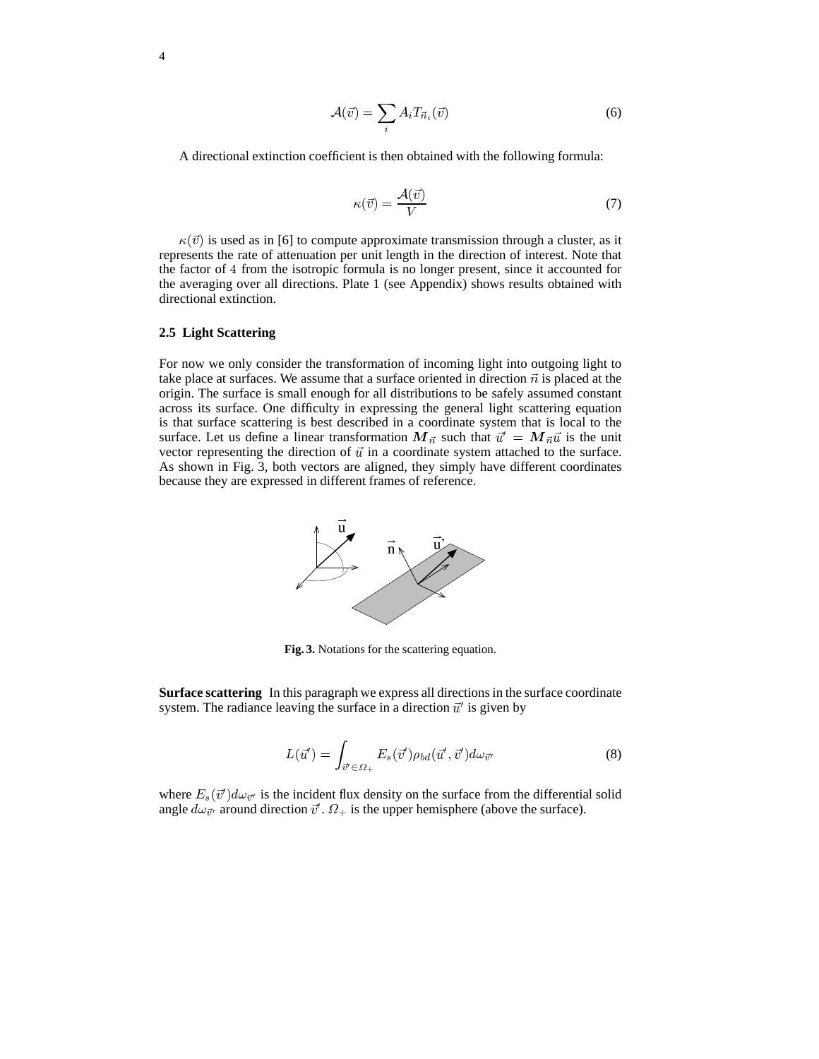$$\mathcal{A}(\vec{v}) = \sum_i A_i T_{\vec{n}_i}(\vec{v}) \tag{6}$$

A directional extinction coefficient is then obtained with the following formula:

$$\kappa(\vec{v}) = \frac{\mathcal{A}(\vec{v})}{V} \tag{7}$$

$\kappa(\vec{v})$ is used as in [6] to compute approximate transmission through a cluster, as it represents the rate of attenuation per unit length in the direction of interest. Note that the factor of $4$ from the isotropic formula is no longer present, since it accounted for the averaging over all directions. Plate 1 (see Appendix) shows results obtained with directional extinction.

### 2.5 Light Scattering

For now we only consider the transformation of incoming light into outgoing light to take place at surfaces. We assume that a surface oriented in direction $\vec{n}$ is placed at the origin. The surface is small enough for all distributions to be safely assumed constant across its surface. One difficulty in expressing the general light scattering equation is that surface scattering is best described in a coordinate system that is local to the surface. Let us define a linear transformation $\boldsymbol{M}_{\vec{n}}$ such that $\vec{u}' = \boldsymbol{M}_{\vec{n}}\vec{u}$ is the unit vector representing the direction of $\vec{u}$ in a coordinate system attached to the surface. As shown in Fig. 3, both vectors are aligned, they simply have different coordinates because they are expressed in different frames of reference.

**Fig. 3.** Notations for the scattering equation.

**Surface scattering** In this paragraph we express all directions in the surface coordinate system. The radiance leaving the surface in a direction $\vec{u}'$ is given by

$$L(\vec{u}') = \int_{\vec{v}' \in \Omega_+} E_s(\vec{v}')\rho_{bd}(\vec{u}', \vec{v}')d\omega_{\vec{v}'} \tag{8}$$

where $E_s(\vec{v}')d\omega_{\vec{v}'}$ is the incident flux density on the surface from the differential solid angle $d\omega_{\vec{v}'}$ around direction $\vec{v}'$. $\Omega_+$ is the upper hemisphere (above the surface).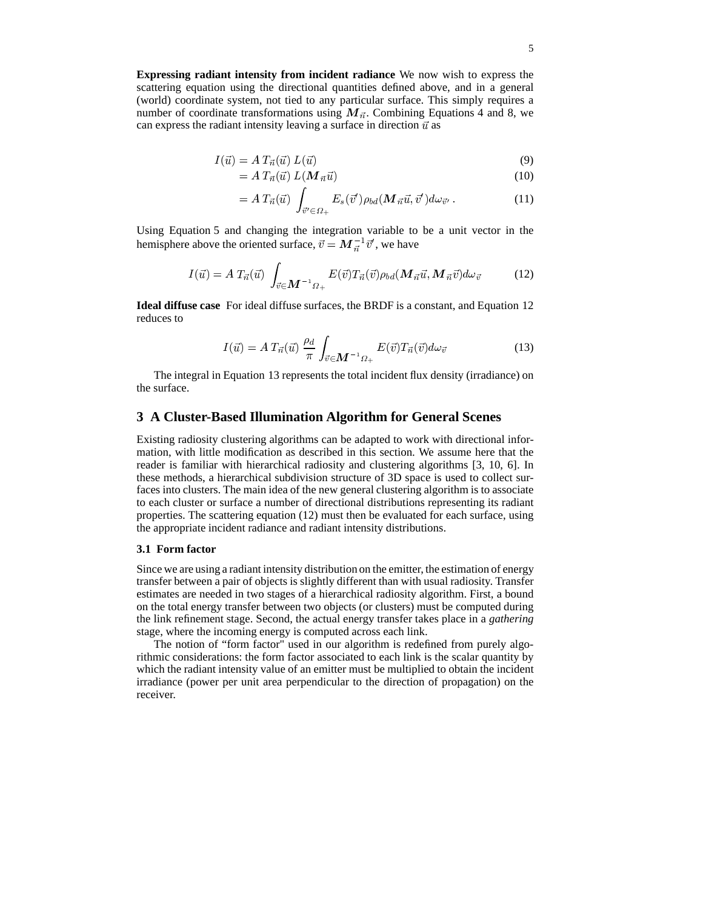**Expressing radiant intensity from incident radiance** We now wish to express the scattering equation using the directional quantities defined above, and in a general (world) coordinate system, not tied to any particular surface. This simply requires a number of coordinate transformations using $\boldsymbol{M}_{\vec{n}}$. Combining Equations 4 and 8, we can express the radiant intensity leaving a surface in direction $\vec{u}$ as

$$
\begin{aligned}
I(\vec{u}) &= A\, T_{\vec{n}}(\vec{u})\, L(\vec{u}) &(9)\\
&= A\, T_{\vec{n}}(\vec{u})\, L(\boldsymbol{M}_{\vec{n}}\vec{u}) &(10)\\
&= A\, T_{\vec{n}}(\vec{u}) \int_{\vec{v}' \in \Omega_+} E_s(\vec{v}')\rho_{bd}(\boldsymbol{M}_{\vec{n}}\vec{u}, \vec{v}')d\omega_{\vec{v}'}\,. &(11)
\end{aligned}
$$

Using Equation 5 and changing the integration variable to be a unit vector in the hemisphere above the oriented surface, $\vec{v} = \boldsymbol{M}_{\vec{n}}^{-1}\vec{v}'$, we have

$$
I(\vec{u}) = A\; T_{\vec{n}}(\vec{u}) \int_{\vec{v} \in \boldsymbol{M}^{-1}\Omega_+} E(\vec{v})T_{\vec{n}}(\vec{v})\rho_{bd}(\boldsymbol{M}_{\vec{n}}\vec{u}, \boldsymbol{M}_{\vec{n}}\vec{v})d\omega_{\vec{v}} \qquad (12)
$$

**Ideal diffuse case** For ideal diffuse surfaces, the BRDF is a constant, and Equation 12 reduces to

$$
I(\vec{u}) = A\, T_{\vec{n}}(\vec{u})\, \frac{\rho_d}{\pi} \int_{\vec{v} \in \boldsymbol{M}^{-1}\Omega_+} E(\vec{v})T_{\vec{n}}(\vec{v})d\omega_{\vec{v}} \qquad (13)
$$

The integral in Equation 13 represents the total incident flux density (irradiance) on the surface.

## 3 A Cluster-Based Illumination Algorithm for General Scenes

Existing radiosity clustering algorithms can be adapted to work with directional information, with little modification as described in this section. We assume here that the reader is familiar with hierarchical radiosity and clustering algorithms [3, 10, 6]. In these methods, a hierarchical subdivision structure of 3D space is used to collect surfaces into clusters. The main idea of the new general clustering algorithm is to associate to each cluster or surface a number of directional distributions representing its radiant properties. The scattering equation (12) must then be evaluated for each surface, using the appropriate incident radiance and radiant intensity distributions.

### 3.1 Form factor

Since we are using a radiant intensity distribution on the emitter, the estimation of energy transfer between a pair of objects is slightly different than with usual radiosity. Transfer estimates are needed in two stages of a hierarchical radiosity algorithm. First, a bound on the total energy transfer between two objects (or clusters) must be computed during the link refinement stage. Second, the actual energy transfer takes place in a *gathering* stage, where the incoming energy is computed across each link.

The notion of "form factor" used in our algorithm is redefined from purely algorithmic considerations: the form factor associated to each link is the scalar quantity by which the radiant intensity value of an emitter must be multiplied to obtain the incident irradiance (power per unit area perpendicular to the direction of propagation) on the receiver.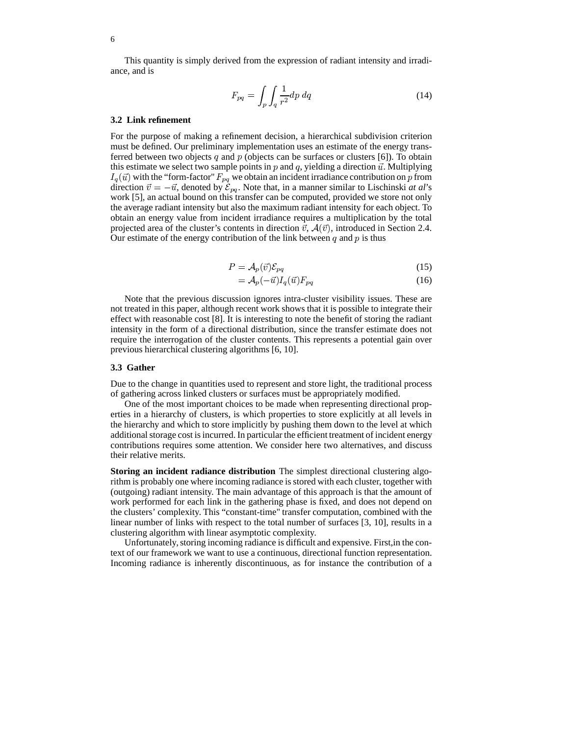This quantity is simply derived from the expression of radiant intensity and irradiance, and is

$$F_{pq} = \int_p \int_q \frac{1}{r^2} dp\ dq \tag{14}$$

### 3.2 Link refinement

For the purpose of making a refinement decision, a hierarchical subdivision criterion must be defined. Our preliminary implementation uses an estimate of the energy transferred between two objects $q$ and $p$ (objects can be surfaces or clusters [6]). To obtain this estimate we select two sample points in $p$ and $q$, yielding a direction $\vec{u}$. Multiplying $I_q(\vec{u})$ with the "form-factor" $F_{pq}$ we obtain an incident irradiance contribution on $p$ from direction $\vec{v} = -\vec{u}$, denoted by $\mathcal{E}_{pq}$. Note that, in a manner similar to Lischinski *at al*'s work [5], an actual bound on this transfer can be computed, provided we store not only the average radiant intensity but also the maximum radiant intensity for each object. To obtain an energy value from incident irradiance requires a multiplication by the total projected area of the cluster's contents in direction $\vec{v}$, $\mathcal{A}(\vec{v})$, introduced in Section 2.4. Our estimate of the energy contribution of the link between $q$ and $p$ is thus

$$P = \mathcal{A}_p(\vec{v})\mathcal{E}_{pq} \tag{15}$$

$$= \mathcal{A}_p(-\vec{u})I_q(\vec{u})F_{pq} \tag{16}$$

Note that the previous discussion ignores intra-cluster visibility issues. These are not treated in this paper, although recent work shows that it is possible to integrate their effect with reasonable cost [8]. It is interesting to note the benefit of storing the radiant intensity in the form of a directional distribution, since the transfer estimate does not require the interrogation of the cluster contents. This represents a potential gain over previous hierarchical clustering algorithms [6, 10].

### 3.3 Gather

Due to the change in quantities used to represent and store light, the traditional process of gathering across linked clusters or surfaces must be appropriately modified.

One of the most important choices to be made when representing directional properties in a hierarchy of clusters, is which properties to store explicitly at all levels in the hierarchy and which to store implicitly by pushing them down to the level at which additional storage cost is incurred. In particular the efficient treatment of incident energy contributions requires some attention. We consider here two alternatives, and discuss their relative merits.

**Storing an incident radiance distribution** The simplest directional clustering algorithm is probably one where incoming radiance is stored with each cluster, together with (outgoing) radiant intensity. The main advantage of this approach is that the amount of work performed for each link in the gathering phase is fixed, and does not depend on the clusters' complexity. This "constant-time" transfer computation, combined with the linear number of links with respect to the total number of surfaces [3, 10], results in a clustering algorithm with linear asymptotic complexity.

Unfortunately, storing incoming radiance is difficult and expensive. First,in the context of our framework we want to use a continuous, directional function representation. Incoming radiance is inherently discontinuous, as for instance the contribution of a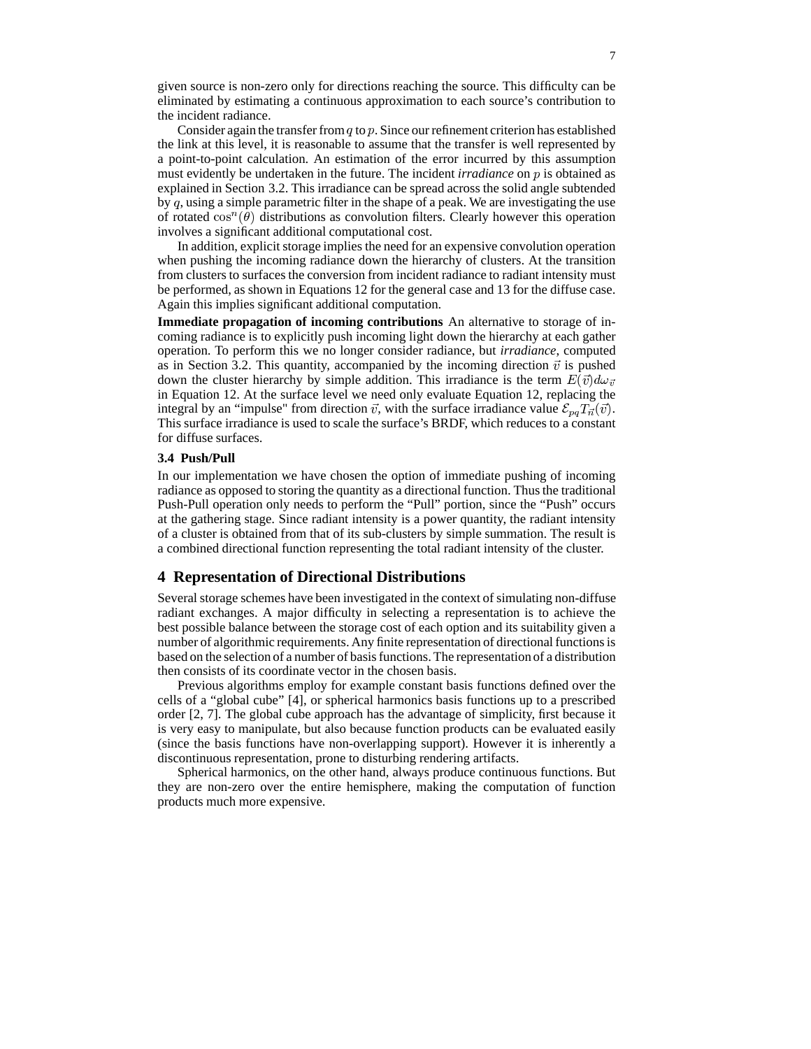given source is non-zero only for directions reaching the source. This difficulty can be eliminated by estimating a continuous approximation to each source's contribution to the incident radiance.

Consider again the transfer from $q$ to $p$. Since our refinement criterion has established the link at this level, it is reasonable to assume that the transfer is well represented by a point-to-point calculation. An estimation of the error incurred by this assumption must evidently be undertaken in the future. The incident *irradiance* on $p$ is obtained as explained in Section 3.2. This irradiance can be spread across the solid angle subtended by $q$, using a simple parametric filter in the shape of a peak. We are investigating the use of rotated $\cos^n(\theta)$ distributions as convolution filters. Clearly however this operation involves a significant additional computational cost.

In addition, explicit storage implies the need for an expensive convolution operation when pushing the incoming radiance down the hierarchy of clusters. At the transition from clusters to surfaces the conversion from incident radiance to radiant intensity must be performed, as shown in Equations 12 for the general case and 13 for the diffuse case. Again this implies significant additional computation.

**Immediate propagation of incoming contributions** An alternative to storage of incoming radiance is to explicitly push incoming light down the hierarchy at each gather operation. To perform this we no longer consider radiance, but *irradiance*, computed as in Section 3.2. This quantity, accompanied by the incoming direction $\vec{v}$ is pushed down the cluster hierarchy by simple addition. This irradiance is the term $E(\vec{v})d\omega_{\vec{v}}$ in Equation 12. At the surface level we need only evaluate Equation 12, replacing the integral by an "impulse" from direction $\vec{v}$, with the surface irradiance value $\mathcal{E}_{pq}T_{\vec{n}}(\vec{v})$. This surface irradiance is used to scale the surface's BRDF, which reduces to a constant for diffuse surfaces.

### 3.4 Push/Pull

In our implementation we have chosen the option of immediate pushing of incoming radiance as opposed to storing the quantity as a directional function. Thus the traditional Push-Pull operation only needs to perform the "Pull" portion, since the "Push" occurs at the gathering stage. Since radiant intensity is a power quantity, the radiant intensity of a cluster is obtained from that of its sub-clusters by simple summation. The result is a combined directional function representing the total radiant intensity of the cluster.

## 4 Representation of Directional Distributions

Several storage schemes have been investigated in the context of simulating non-diffuse radiant exchanges. A major difficulty in selecting a representation is to achieve the best possible balance between the storage cost of each option and its suitability given a number of algorithmic requirements. Any finite representation of directional functions is based on the selection of a number of basis functions. The representation of a distribution then consists of its coordinate vector in the chosen basis.

Previous algorithms employ for example constant basis functions defined over the cells of a "global cube" [4], or spherical harmonics basis functions up to a prescribed order [2, 7]. The global cube approach has the advantage of simplicity, first because it is very easy to manipulate, but also because function products can be evaluated easily (since the basis functions have non-overlapping support). However it is inherently a discontinuous representation, prone to disturbing rendering artifacts.

Spherical harmonics, on the other hand, always produce continuous functions. But they are non-zero over the entire hemisphere, making the computation of function products much more expensive.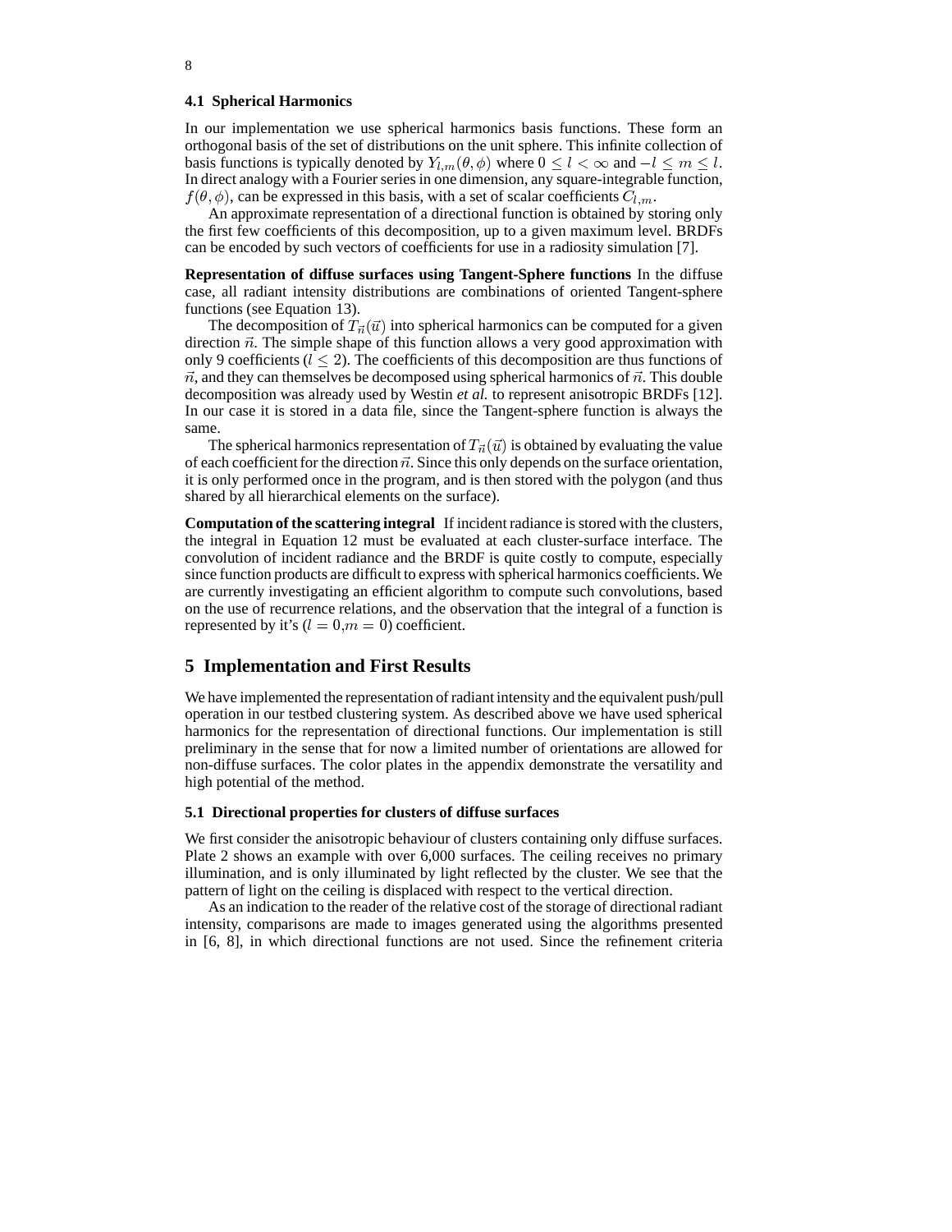### 4.1 Spherical Harmonics

In our implementation we use spherical harmonics basis functions. These form an orthogonal basis of the set of distributions on the unit sphere. This infinite collection of basis functions is typically denoted by $Y_{l,m}(\theta,\phi)$ where $0 \leq l < \infty$ and $-l \leq m \leq l$. In direct analogy with a Fourier series in one dimension, any square-integrable function, $f(\theta,\phi)$, can be expressed in this basis, with a set of scalar coefficients $C_{l,m}$.

An approximate representation of a directional function is obtained by storing only the first few coefficients of this decomposition, up to a given maximum level. BRDFs can be encoded by such vectors of coefficients for use in a radiosity simulation [7].

**Representation of diffuse surfaces using Tangent-Sphere functions** In the diffuse case, all radiant intensity distributions are combinations of oriented Tangent-sphere functions (see Equation 13).

The decomposition of $T_{\vec{n}}(\vec{u})$ into spherical harmonics can be computed for a given direction $\vec{n}$. The simple shape of this function allows a very good approximation with only 9 coefficients ($l \leq 2$). The coefficients of this decomposition are thus functions of $\vec{n}$, and they can themselves be decomposed using spherical harmonics of $\vec{n}$. This double decomposition was already used by Westin *et al.* to represent anisotropic BRDFs [12]. In our case it is stored in a data file, since the Tangent-sphere function is always the same.

The spherical harmonics representation of $T_{\vec{n}}(\vec{u})$ is obtained by evaluating the value of each coefficient for the direction $\vec{n}$. Since this only depends on the surface orientation, it is only performed once in the program, and is then stored with the polygon (and thus shared by all hierarchical elements on the surface).

**Computation of the scattering integral** If incident radiance is stored with the clusters, the integral in Equation 12 must be evaluated at each cluster-surface interface. The convolution of incident radiance and the BRDF is quite costly to compute, especially since function products are difficult to express with spherical harmonics coefficients. We are currently investigating an efficient algorithm to compute such convolutions, based on the use of recurrence relations, and the observation that the integral of a function is represented by it's ($l = 0$,$m = 0$) coefficient.

## 5 Implementation and First Results

We have implemented the representation of radiant intensity and the equivalent push/pull operation in our testbed clustering system. As described above we have used spherical harmonics for the representation of directional functions. Our implementation is still preliminary in the sense that for now a limited number of orientations are allowed for non-diffuse surfaces. The color plates in the appendix demonstrate the versatility and high potential of the method.

### 5.1 Directional properties for clusters of diffuse surfaces

We first consider the anisotropic behaviour of clusters containing only diffuse surfaces. Plate 2 shows an example with over 6,000 surfaces. The ceiling receives no primary illumination, and is only illuminated by light reflected by the cluster. We see that the pattern of light on the ceiling is displaced with respect to the vertical direction.

As an indication to the reader of the relative cost of the storage of directional radiant intensity, comparisons are made to images generated using the algorithms presented in [6, 8], in which directional functions are not used. Since the refinement criteria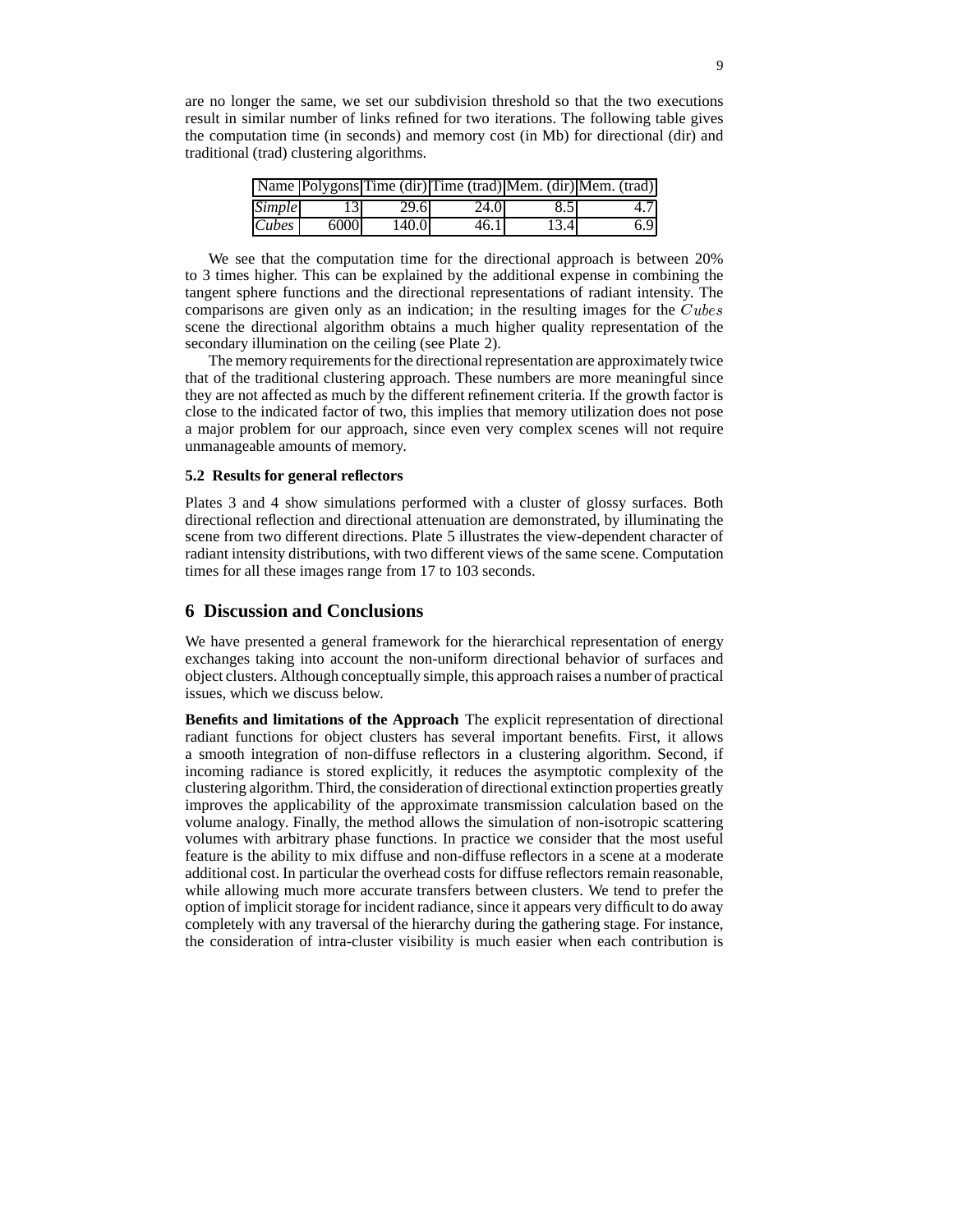are no longer the same, we set our subdivision threshold so that the two executions result in similar number of links refined for two iterations. The following table gives the computation time (in seconds) and memory cost (in Mb) for directional (dir) and traditional (trad) clustering algorithms.

| Name | Polygons | Time (dir) | Time (trad) | Mem. (dir) | Mem. (trad) |
|---|---|---|---|---|---|
| *Simple* | 13 | 29.6 | 24.0 | 8.5 | 4.7 |
| *Cubes* | 6000 | 140.0 | 46.1 | 13.4 | 6.9 |

We see that the computation time for the directional approach is between 20% to 3 times higher. This can be explained by the additional expense in combining the tangent sphere functions and the directional representations of radiant intensity. The comparisons are given only as an indication; in the resulting images for the $Cubes$ scene the directional algorithm obtains a much higher quality representation of the secondary illumination on the ceiling (see Plate 2).

The memory requirements for the directional representation are approximately twice that of the traditional clustering approach. These numbers are more meaningful since they are not affected as much by the different refinement criteria. If the growth factor is close to the indicated factor of two, this implies that memory utilization does not pose a major problem for our approach, since even very complex scenes will not require unmanageable amounts of memory.

### 5.2 Results for general reflectors

Plates 3 and 4 show simulations performed with a cluster of glossy surfaces. Both directional reflection and directional attenuation are demonstrated, by illuminating the scene from two different directions. Plate 5 illustrates the view-dependent character of radiant intensity distributions, with two different views of the same scene. Computation times for all these images range from 17 to 103 seconds.

## 6 Discussion and Conclusions

We have presented a general framework for the hierarchical representation of energy exchanges taking into account the non-uniform directional behavior of surfaces and object clusters. Although conceptually simple, this approach raises a number of practical issues, which we discuss below.

**Benefits and limitations of the Approach** The explicit representation of directional radiant functions for object clusters has several important benefits. First, it allows a smooth integration of non-diffuse reflectors in a clustering algorithm. Second, if incoming radiance is stored explicitly, it reduces the asymptotic complexity of the clustering algorithm. Third, the consideration of directional extinction properties greatly improves the applicability of the approximate transmission calculation based on the volume analogy. Finally, the method allows the simulation of non-isotropic scattering volumes with arbitrary phase functions. In practice we consider that the most useful feature is the ability to mix diffuse and non-diffuse reflectors in a scene at a moderate additional cost. In particular the overhead costs for diffuse reflectors remain reasonable, while allowing much more accurate transfers between clusters. We tend to prefer the option of implicit storage for incident radiance, since it appears very difficult to do away completely with any traversal of the hierarchy during the gathering stage. For instance, the consideration of intra-cluster visibility is much easier when each contribution is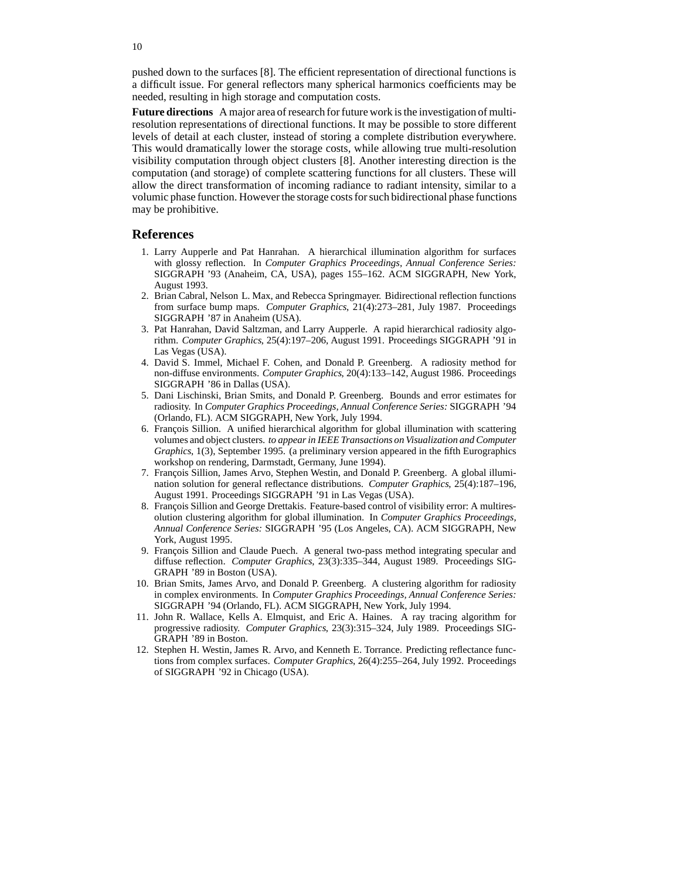pushed down to the surfaces [8]. The efficient representation of directional functions is a difficult issue. For general reflectors many spherical harmonics coefficients may be needed, resulting in high storage and computation costs.

**Future directions** A major area of research for future work is the investigation of multi-resolution representations of directional functions. It may be possible to store different levels of detail at each cluster, instead of storing a complete distribution everywhere. This would dramatically lower the storage costs, while allowing true multi-resolution visibility computation through object clusters [8]. Another interesting direction is the computation (and storage) of complete scattering functions for all clusters. These will allow the direct transformation of incoming radiance to radiant intensity, similar to a volumic phase function. However the storage costs for such bidirectional phase functions may be prohibitive.

## References

1. Larry Aupperle and Pat Hanrahan. A hierarchical illumination algorithm for surfaces with glossy reflection. In *Computer Graphics Proceedings, Annual Conference Series:* SIGGRAPH '93 (Anaheim, CA, USA), pages 155–162. ACM SIGGRAPH, New York, August 1993.
2. Brian Cabral, Nelson L. Max, and Rebecca Springmayer. Bidirectional reflection functions from surface bump maps. *Computer Graphics*, 21(4):273–281, July 1987. Proceedings SIGGRAPH '87 in Anaheim (USA).
3. Pat Hanrahan, David Saltzman, and Larry Aupperle. A rapid hierarchical radiosity algorithm. *Computer Graphics*, 25(4):197–206, August 1991. Proceedings SIGGRAPH '91 in Las Vegas (USA).
4. David S. Immel, Michael F. Cohen, and Donald P. Greenberg. A radiosity method for non-diffuse environments. *Computer Graphics*, 20(4):133–142, August 1986. Proceedings SIGGRAPH '86 in Dallas (USA).
5. Dani Lischinski, Brian Smits, and Donald P. Greenberg. Bounds and error estimates for radiosity. In *Computer Graphics Proceedings, Annual Conference Series:* SIGGRAPH '94 (Orlando, FL). ACM SIGGRAPH, New York, July 1994.
6. François Sillion. A unified hierarchical algorithm for global illumination with scattering volumes and object clusters. *to appear in IEEE Transactions on Visualization and Computer Graphics*, 1(3), September 1995. (a preliminary version appeared in the fifth Eurographics workshop on rendering, Darmstadt, Germany, June 1994).
7. François Sillion, James Arvo, Stephen Westin, and Donald P. Greenberg. A global illumination solution for general reflectance distributions. *Computer Graphics*, 25(4):187–196, August 1991. Proceedings SIGGRAPH '91 in Las Vegas (USA).
8. François Sillion and George Drettakis. Feature-based control of visibility error: A multiresolution clustering algorithm for global illumination. In *Computer Graphics Proceedings, Annual Conference Series:* SIGGRAPH '95 (Los Angeles, CA). ACM SIGGRAPH, New York, August 1995.
9. François Sillion and Claude Puech. A general two-pass method integrating specular and diffuse reflection. *Computer Graphics*, 23(3):335–344, August 1989. Proceedings SIGGRAPH '89 in Boston (USA).
10. Brian Smits, James Arvo, and Donald P. Greenberg. A clustering algorithm for radiosity in complex environments. In *Computer Graphics Proceedings, Annual Conference Series:* SIGGRAPH '94 (Orlando, FL). ACM SIGGRAPH, New York, July 1994.
11. John R. Wallace, Kells A. Elmquist, and Eric A. Haines. A ray tracing algorithm for progressive radiosity. *Computer Graphics*, 23(3):315–324, July 1989. Proceedings SIGGRAPH '89 in Boston.
12. Stephen H. Westin, James R. Arvo, and Kenneth E. Torrance. Predicting reflectance functions from complex surfaces. *Computer Graphics*, 26(4):255–264, July 1992. Proceedings of SIGGRAPH '92 in Chicago (USA).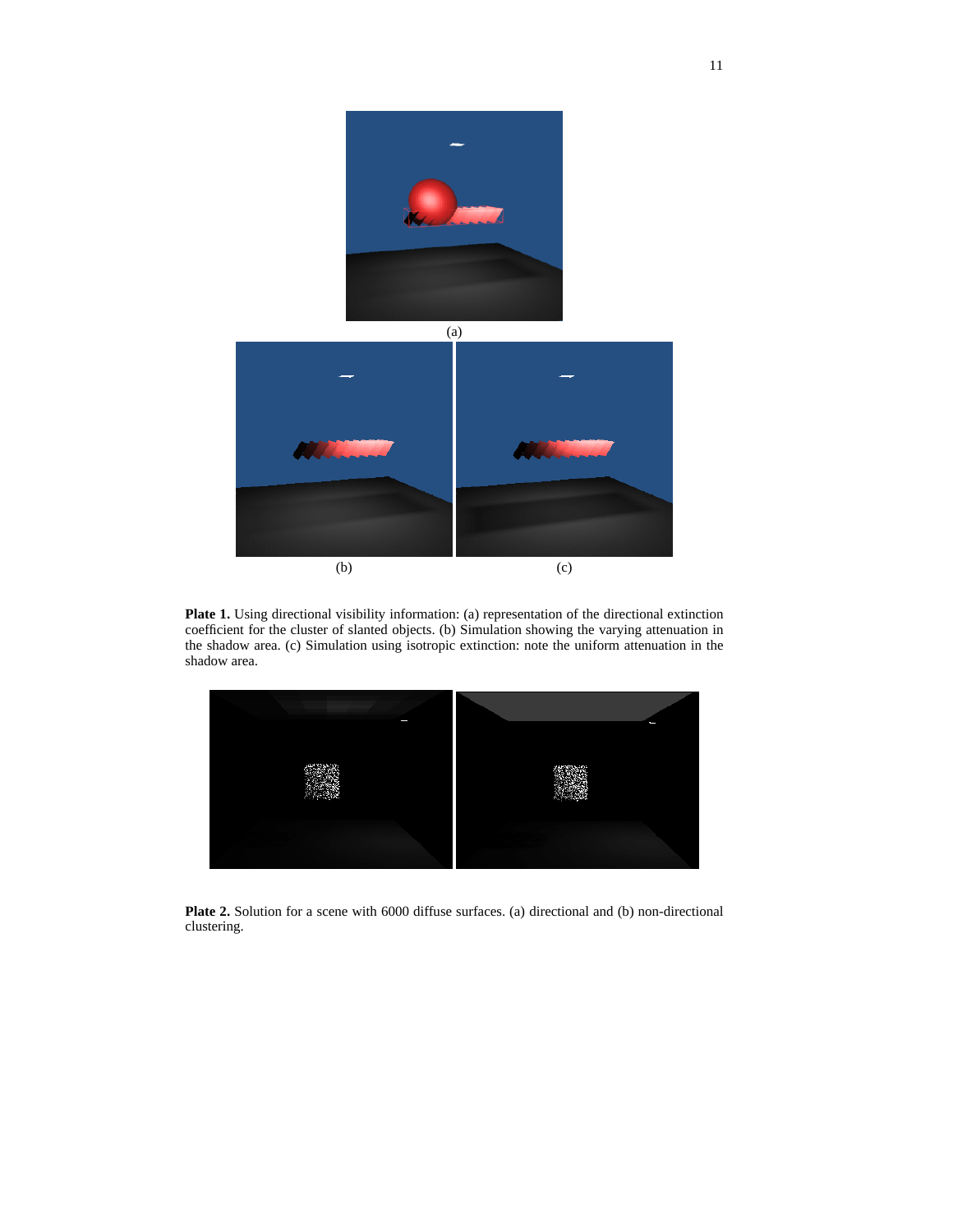(a)

(b)

(c)

**Plate 1.** Using directional visibility information: (a) representation of the directional extinction coefficient for the cluster of slanted objects. (b) Simulation showing the varying attenuation in the shadow area. (c) Simulation using isotropic extinction: note the uniform attenuation in the shadow area.

**Plate 2.** Solution for a scene with 6000 diffuse surfaces. (a) directional and (b) non-directional clustering.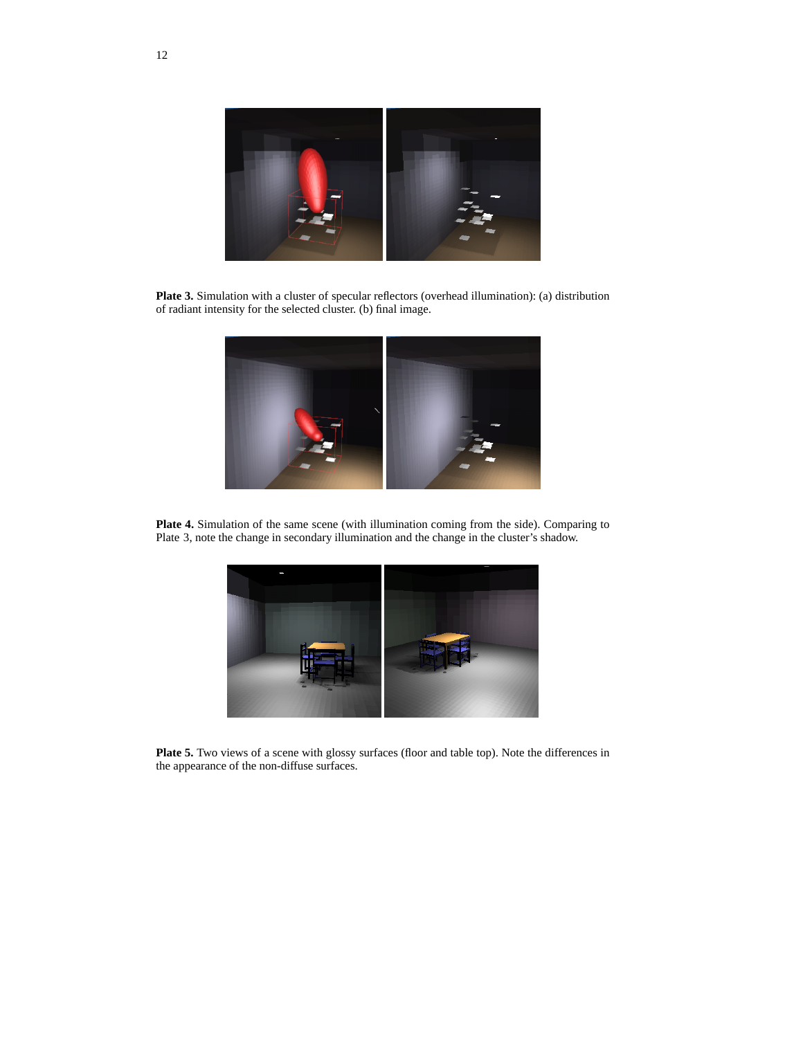**Plate 3.** Simulation with a cluster of specular reflectors (overhead illumination): (a) distribution of radiant intensity for the selected cluster. (b) final image.

**Plate 4.** Simulation of the same scene (with illumination coming from the side). Comparing to Plate 3, note the change in secondary illumination and the change in the cluster's shadow.

**Plate 5.** Two views of a scene with glossy surfaces (floor and table top). Note the differences in the appearance of the non-diffuse surfaces.